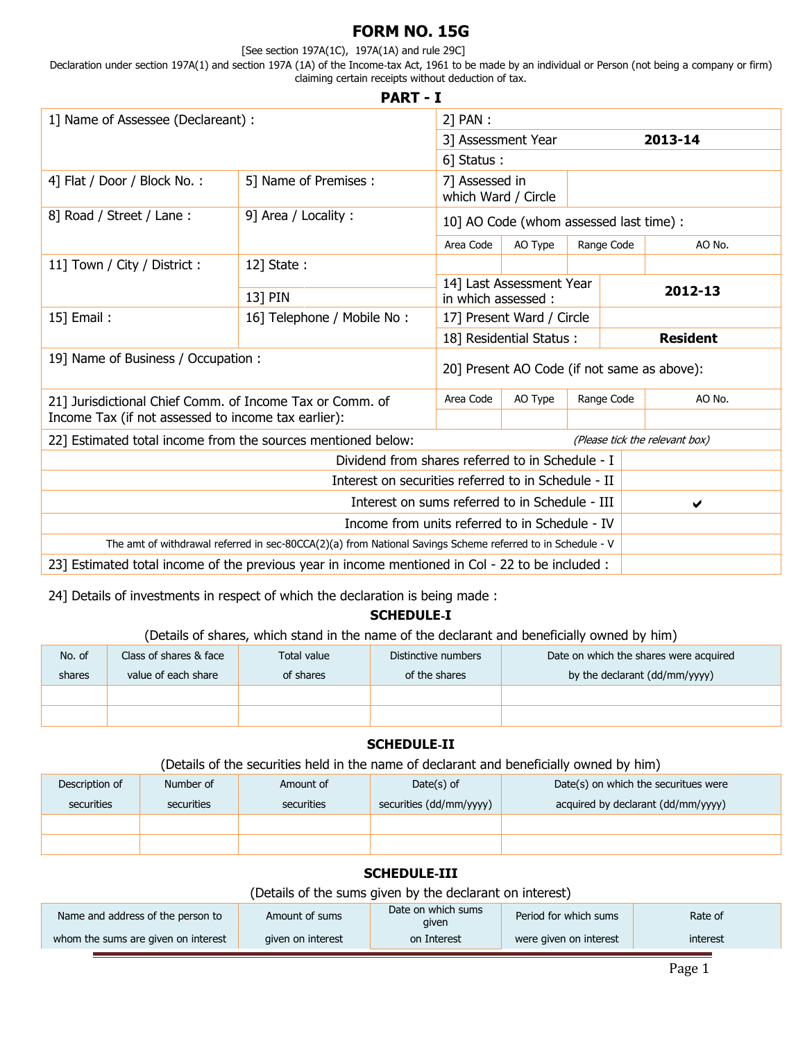# FORM NO. 15G

[See section 197A(1C), 197A(1A) and rule 29C]

Declaration under section 197A(1) and section 197A (1A) of the Income-tax Act, 1961 to be made by an individual or Person (not being a company or firm) claiming certain receipts without deduction of tax.

## PART - I

| | | | | | |
|---|---|---|---|---|---|
| 1] Name of Assessee (Declareant) : | | 2] PAN : | | | |
| | | 3] Assessment Year | | **2013-14** | |
| | | 6] Status : | | | |
| 4] Flat / Door / Block No. : | 5] Name of Premises : | 7] Assessed in which Ward / Circle | | | |
| 8] Road / Street / Lane : | 9] Area / Locality : | 10] AO Code (whom assessed last time) : | | | |
| | | Area Code | AO Type | Range Code | AO No. |
| 11] Town / City / District : | 12] State : | | | | |
| | 13] PIN | 14] Last Assessment Year in which assessed : | | **2012-13** | |
| 15] Email : | 16] Telephone / Mobile No : | 17] Present Ward / Circle | | | |
| | | 18] Residential Status : | | **Resident** | |
| 19] Name of Business / Occupation : | | 20] Present AO Code (if not same as above): | | | |
| 21] Jurisdictional Chief Comm. of Income Tax or Comm. of Income Tax (if not assessed to income tax earlier): | | Area Code | AO Type | Range Code | AO No. |
| | | | | | |

| 22] Estimated total income from the sources mentioned below: | *(Please tick the relevant box)* |
|---|---|
| Dividend from shares referred to in Schedule - I | |
| Interest on securities referred to in Schedule - II | |
| Interest on sums referred to in Schedule - III | ✔ |
| Income from units referred to in Schedule - IV | |
| The amt of withdrawal referred in sec-80CCA(2)(a) from National Savings Scheme referred to in Schedule - V | |
| 23] Estimated total income of the previous year in income mentioned in Col - 22 to be included : | |

24] Details of investments in respect of which the declaration is being made :

### SCHEDULE-I

(Details of shares, which stand in the name of the declarant and beneficially owned by him)

| No. of shares | Class of shares & face value of each share | Total value of shares | Distinctive numbers of the shares | Date on which the shares were acquired by the declarant (dd/mm/yyyy) |
|---|---|---|---|---|
| | | | | |
| | | | | |

### SCHEDULE-II

(Details of the securities held in the name of declarant and beneficially owned by him)

| Description of securities | Number of securities | Amount of securities | Date(s) of securities (dd/mm/yyyy) | Date(s) on which the securitues were acquired by declarant (dd/mm/yyyy) |
|---|---|---|---|---|
| | | | | |
| | | | | |

### SCHEDULE-III

(Details of the sums given by the declarant on interest)

| Name and address of the person to whom the sums are given on interest | Amount of sums given on interest | Date on which sums given on Interest | Period for which sums were given on interest | Rate of interest |
|---|---|---|---|---|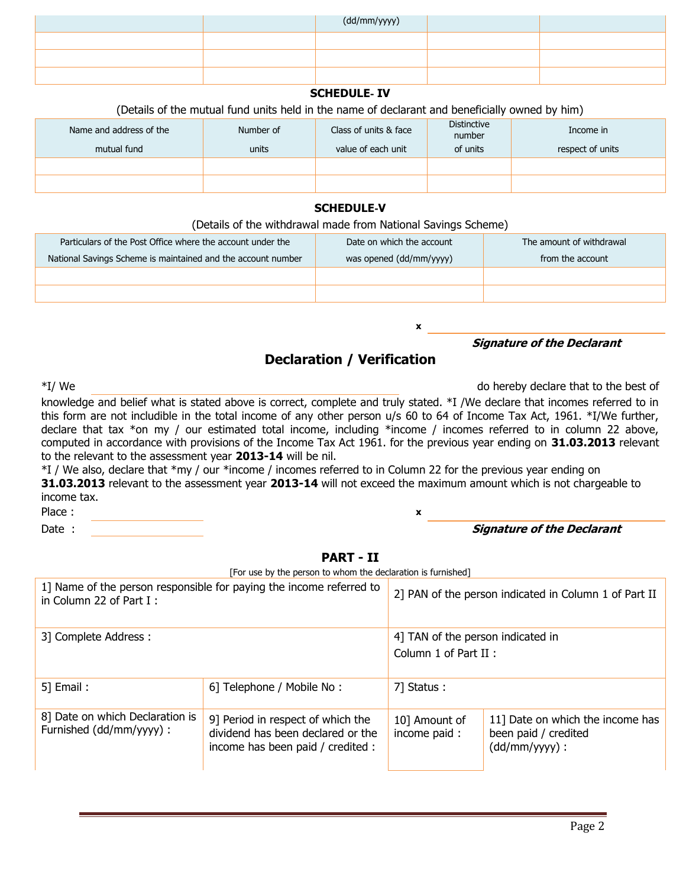| | | (dd/mm/yyyy) | | |
|---|---|---|---|---|
| | | | | |
| | | | | |
| | | | | |

**SCHEDULE- IV**

(Details of the mutual fund units held in the name of declarant and beneficially owned by him)

| Name and address of the mutual fund | Number of units | Class of units & face value of each unit | Distinctive number of units | Income in respect of units |
|---|---|---|---|---|
| | | | | |
| | | | | |

**SCHEDULE-V**

(Details of the withdrawal made from National Savings Scheme)

| Particulars of the Post Office where the account under the National Savings Scheme is maintained and the account number | Date on which the account was opened (dd/mm/yyyy) | The amount of withdrawal from the account |
|---|---|---|
| | | |
| | | |

x ______________________

***Signature of the Declarant***

## Declaration / Verification

*I/ We ______________________ do hereby declare that to the best of knowledge and belief what is stated above is correct, complete and truly stated. *I /We declare that incomes referred to in this form are not includible in the total income of any other person u/s 60 to 64 of Income Tax Act, 1961. *I/We further, declare that tax *on my / our estimated total income, including *income / incomes referred to in column 22 above, computed in accordance with provisions of the Income Tax Act 1961. for the previous year ending on **31.03.2013** relevant to the relevant to the assessment year **2013-14** will be nil.

*I / We also, declare that *my / our *income / incomes referred to in Column 22 for the previous year ending on **31.03.2013** relevant to the assessment year **2013-14** will not exceed the maximum amount which is not chargeable to income tax.

Place : ____________

Date : ____________

x ______________________

***Signature of the Declarant***

**PART - II**

[For use by the person to whom the declaration is furnished]

| 1] Name of the person responsible for paying the income referred to in Column 22 of Part I : | | 2] PAN of the person indicated in Column 1 of Part II | |
|---|---|---|---|
| 3] Complete Address : | | 4] TAN of the person indicated in Column 1 of Part II : | |
| 5] Email : | 6] Telephone / Mobile No : | 7] Status : | |
| 8] Date on which Declaration is Furnished (dd/mm/yyyy) : | 9] Period in respect of which the dividend has been declared or the income has been paid / credited : | 10] Amount of income paid : | 11] Date on which the income has been paid / credited (dd/mm/yyyy) : |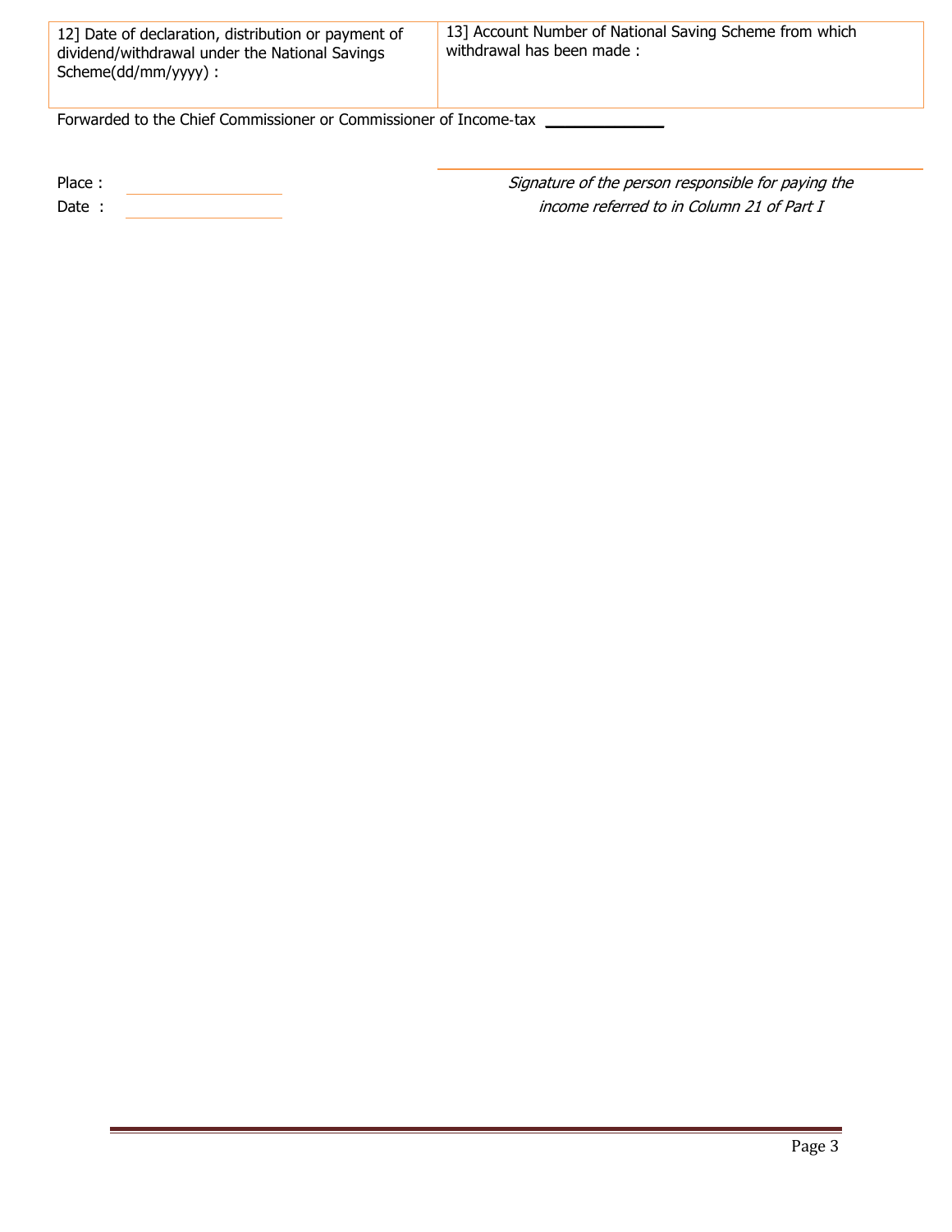| | |
|---|---|
| 12] Date of declaration, distribution or payment of dividend/withdrawal under the National Savings Scheme(dd/mm/yyyy) : | 13] Account Number of National Saving Scheme from which withdrawal has been made : |

Forwarded to the Chief Commissioner or Commissioner of Income-tax _____________

Place :

Date :

*Signature of the person responsible for paying the income referred to in Column 21 of Part I*